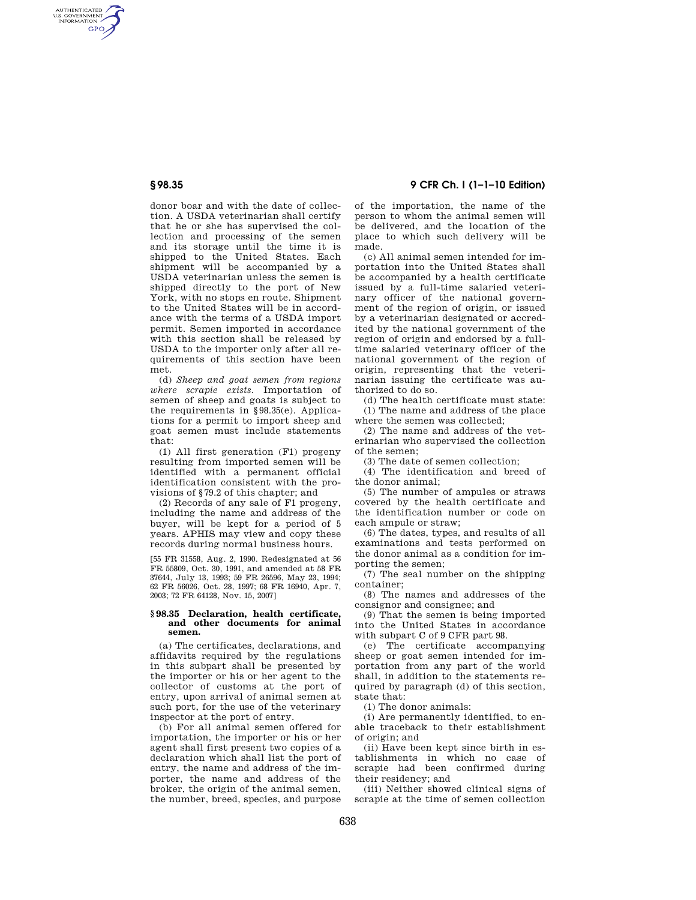donor boar and with the date of collection. A USDA veterinarian shall certify that he or she has supervised the collection and processing of the semen and its storage until the time it is shipped to the United States. Each shipment will be accompanied by a USDA veterinarian unless the semen is shipped directly to the port of New York, with no stops en route. Shipment to the United States will be in accordance with the terms of a USDA import permit. Semen imported in accordance with this section shall be released by USDA to the importer only after all requirements of this section have been met.

(d) *Sheep and goat semen from regions where scrapie exists.* Importation of semen of sheep and goats is subject to the requirements in §98.35(e). Applications for a permit to import sheep and goat semen must include statements that:

(1) All first generation (F1) progeny resulting from imported semen will be identified with a permanent official identification consistent with the provisions of §79.2 of this chapter; and

(2) Records of any sale of F1 progeny, including the name and address of the buyer, will be kept for a period of 5 years. APHIS may view and copy these records during normal business hours.

[55 FR 31558, Aug. 2, 1990. Redesignated at 56 FR 55809, Oct. 30, 1991, and amended at 58 FR 37644, July 13, 1993; 59 FR 26596, May 23, 1994; 62 FR 56026, Oct. 28, 1997; 68 FR 16940, Apr. 7, 2003; 72 FR 64128, Nov. 15, 2007]

### §98.35 Declaration, health certificate, and other documents for animal semen.

(a) The certificates, declarations, and affidavits required by the regulations in this subpart shall be presented by the importer or his or her agent to the collector of customs at the port of entry, upon arrival of animal semen at such port, for the use of the veterinary inspector at the port of entry.

(b) For all animal semen offered for importation, the importer or his or her agent shall first present two copies of a declaration which shall list the port of entry, the name and address of the importer, the name and address of the broker, the origin of the animal semen, the number, breed, species, and purpose of the importation, the name of the person to whom the animal semen will be delivered, and the location of the place to which such delivery will be made.

(c) All animal semen intended for importation into the United States shall be accompanied by a health certificate issued by a full-time salaried veterinary officer of the national government of the region of origin, or issued by a veterinarian designated or accredited by the national government of the region of origin and endorsed by a full-time salaried veterinary officer of the national government of the region of origin, representing that the veterinarian issuing the certificate was authorized to do so.

(d) The health certificate must state:

(1) The name and address of the place where the semen was collected;

(2) The name and address of the veterinarian who supervised the collection of the semen;

(3) The date of semen collection;

(4) The identification and breed of the donor animal;

(5) The number of ampules or straws covered by the health certificate and the identification number or code on each ampule or straw;

(6) The dates, types, and results of all examinations and tests performed on the donor animal as a condition for importing the semen;

(7) The seal number on the shipping container;

(8) The names and addresses of the consignor and consignee; and

(9) That the semen is being imported into the United States in accordance with subpart C of 9 CFR part 98.

(e) The certificate accompanying sheep or goat semen intended for importation from any part of the world shall, in addition to the statements required by paragraph (d) of this section, state that:

(1) The donor animals:

(i) Are permanently identified, to enable traceback to their establishment of origin; and

(ii) Have been kept since birth in establishments in which no case of scrapie had been confirmed during their residency; and

(iii) Neither showed clinical signs of scrapie at the time of semen collection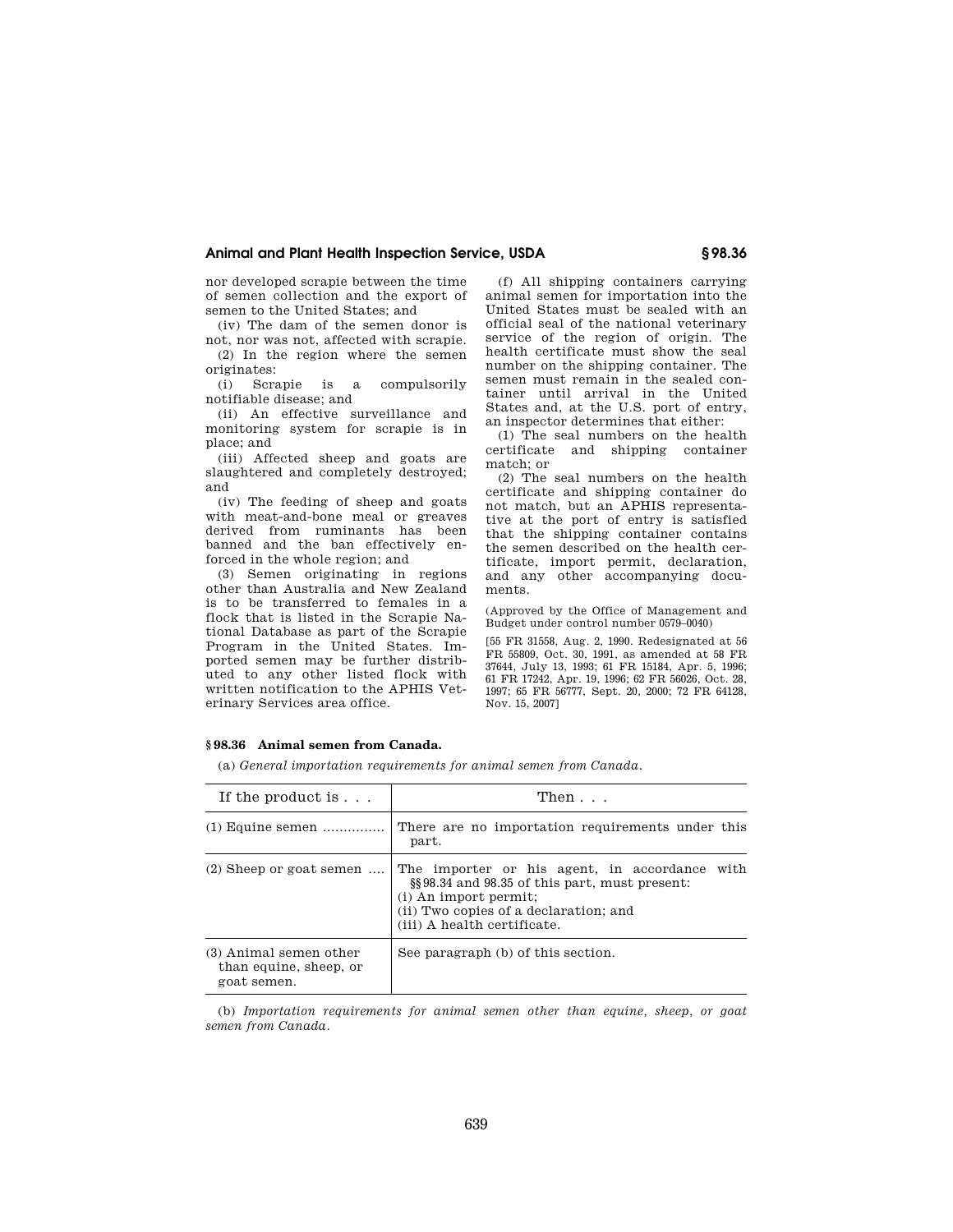nor developed scrapie between the time of semen collection and the export of semen to the United States; and

(iv) The dam of the semen donor is not, nor was not, affected with scrapie.

(2) In the region where the semen originates:

(i) Scrapie is a compulsorily notifiable disease; and

(ii) An effective surveillance and monitoring system for scrapie is in place; and

(iii) Affected sheep and goats are slaughtered and completely destroyed; and

(iv) The feeding of sheep and goats with meat-and-bone meal or greaves derived from ruminants has been banned and the ban effectively enforced in the whole region; and

(3) Semen originating in regions other than Australia and New Zealand is to be transferred to females in a flock that is listed in the Scrapie National Database as part of the Scrapie Program in the United States. Imported semen may be further distributed to any other listed flock with written notification to the APHIS Veterinary Services area office.

(f) All shipping containers carrying animal semen for importation into the United States must be sealed with an official seal of the national veterinary service of the region of origin. The health certificate must show the seal number on the shipping container. The semen must remain in the sealed container until arrival in the United States and, at the U.S. port of entry, an inspector determines that either:

(1) The seal numbers on the health certificate and shipping container match; or

(2) The seal numbers on the health certificate and shipping container do not match, but an APHIS representative at the port of entry is satisfied that the shipping container contains the semen described on the health certificate, import permit, declaration, and any other accompanying documents.

(Approved by the Office of Management and Budget under control number 0579–0040)

[55 FR 31558, Aug. 2, 1990. Redesignated at 56 FR 55809, Oct. 30, 1991, as amended at 58 FR 37644, July 13, 1993; 61 FR 15184, Apr. 5, 1996; 61 FR 17242, Apr. 19, 1996; 62 FR 56026, Oct. 28, 1997; 65 FR 56777, Sept. 20, 2000; 72 FR 64128, Nov. 15, 2007]

## § 98.36 Animal semen from Canada.

(a) *General importation requirements for animal semen from Canada.*

| If the product is . . . | Then . . . |
|---|---|
| (1) Equine semen .............. | There are no importation requirements under this part. |
| (2) Sheep or goat semen .... | The importer or his agent, in accordance with §§ 98.34 and 98.35 of this part, must present:<br>(i) An import permit;<br>(ii) Two copies of a declaration; and<br>(iii) A health certificate. |
| (3) Animal semen other than equine, sheep, or goat semen. | See paragraph (b) of this section. |

(b) *Importation requirements for animal semen other than equine, sheep, or goat semen from Canada.*